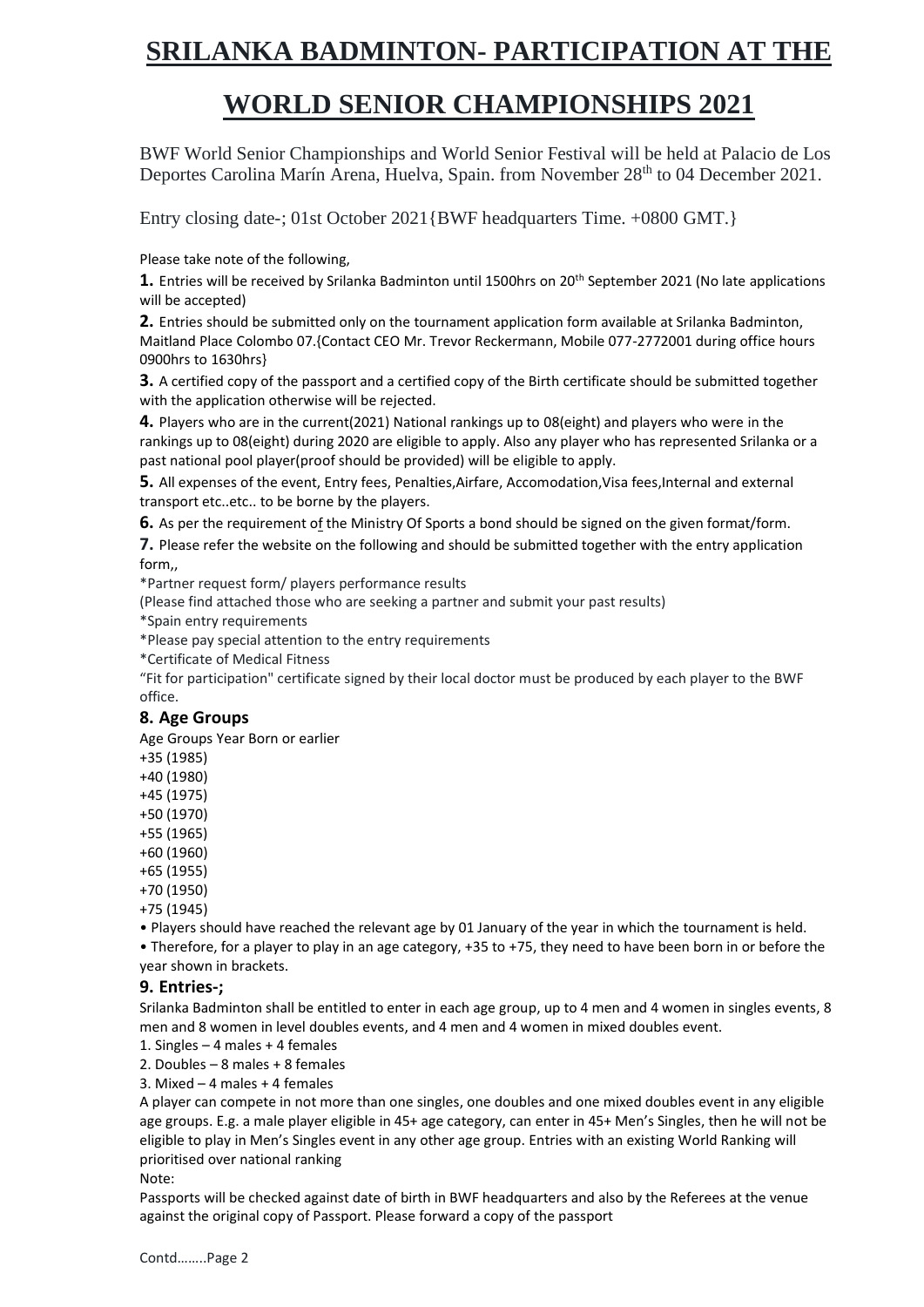# SRILANKA BADMINTON- PARTICIPATION AT THE WORLD SENIOR CHAMPIONSHIPS 2021

BWF World Senior Championships and World Senior Festival will be held at Palacio de Los Deportes Carolina Marín Arena, Huelva, Spain. from November 28th to 04 December 2021.

Entry closing date-; 01st October 2021{BWF headquarters Time. +0800 GMT.}

Please take note of the following,

**1.** Entries will be received by Srilanka Badminton until 1500hrs on 20th September 2021 (No late applications will be accepted)

**2.** Entries should be submitted only on the tournament application form available at Srilanka Badminton, Maitland Place Colombo 07.{Contact CEO Mr. Trevor Reckermann, Mobile 077-2772001 during office hours 0900hrs to 1630hrs}

**3.** A certified copy of the passport and a certified copy of the Birth certificate should be submitted together with the application otherwise will be rejected.

**4.** Players who are in the current(2021) National rankings up to 08(eight) and players who were in the rankings up to 08(eight) during 2020 are eligible to apply. Also any player who has represented Srilanka or a past national pool player(proof should be provided) will be eligible to apply.

**5.** All expenses of the event, Entry fees, Penalties,Airfare, Accomodation,Visa fees,Internal and external transport etc..etc.. to be borne by the players.

**6.** As per the requirement of the Ministry Of Sports a bond should be signed on the given format/form.

**7.** Please refer the website on the following and should be submitted together with the entry application form,,

*Partner request form/ players performance results

(Please find attached those who are seeking a partner and submit your past results)

*Spain entry requirements

*Please pay special attention to the entry requirements

*Certificate of Medical Fitness

"Fit for participation" certificate signed by their local doctor must be produced by each player to the BWF office.

### 8. Age Groups

Age Groups Year Born or earlier

+35 (1985)
+40 (1980)
+45 (1975)
+50 (1970)
+55 (1965)
+60 (1960)
+65 (1955)
+70 (1950)
+75 (1945)

- Players should have reached the relevant age by 01 January of the year in which the tournament is held.
- Therefore, for a player to play in an age category, +35 to +75, they need to have been born in or before the year shown in brackets.

### 9. Entries-;

Srilanka Badminton shall be entitled to enter in each age group, up to 4 men and 4 women in singles events, 8 men and 8 women in level doubles events, and 4 men and 4 women in mixed doubles event.

1. Singles – 4 males + 4 females
2. Doubles – 8 males + 8 females
3. Mixed – 4 males + 4 females

A player can compete in not more than one singles, one doubles and one mixed doubles event in any eligible age groups. E.g. a male player eligible in 45+ age category, can enter in 45+ Men's Singles, then he will not be eligible to play in Men's Singles event in any other age group. Entries with an existing World Ranking will prioritised over national ranking

Note:

Passports will be checked against date of birth in BWF headquarters and also by the Referees at the venue against the original copy of Passport. Please forward a copy of the passport

Contd……..Page 2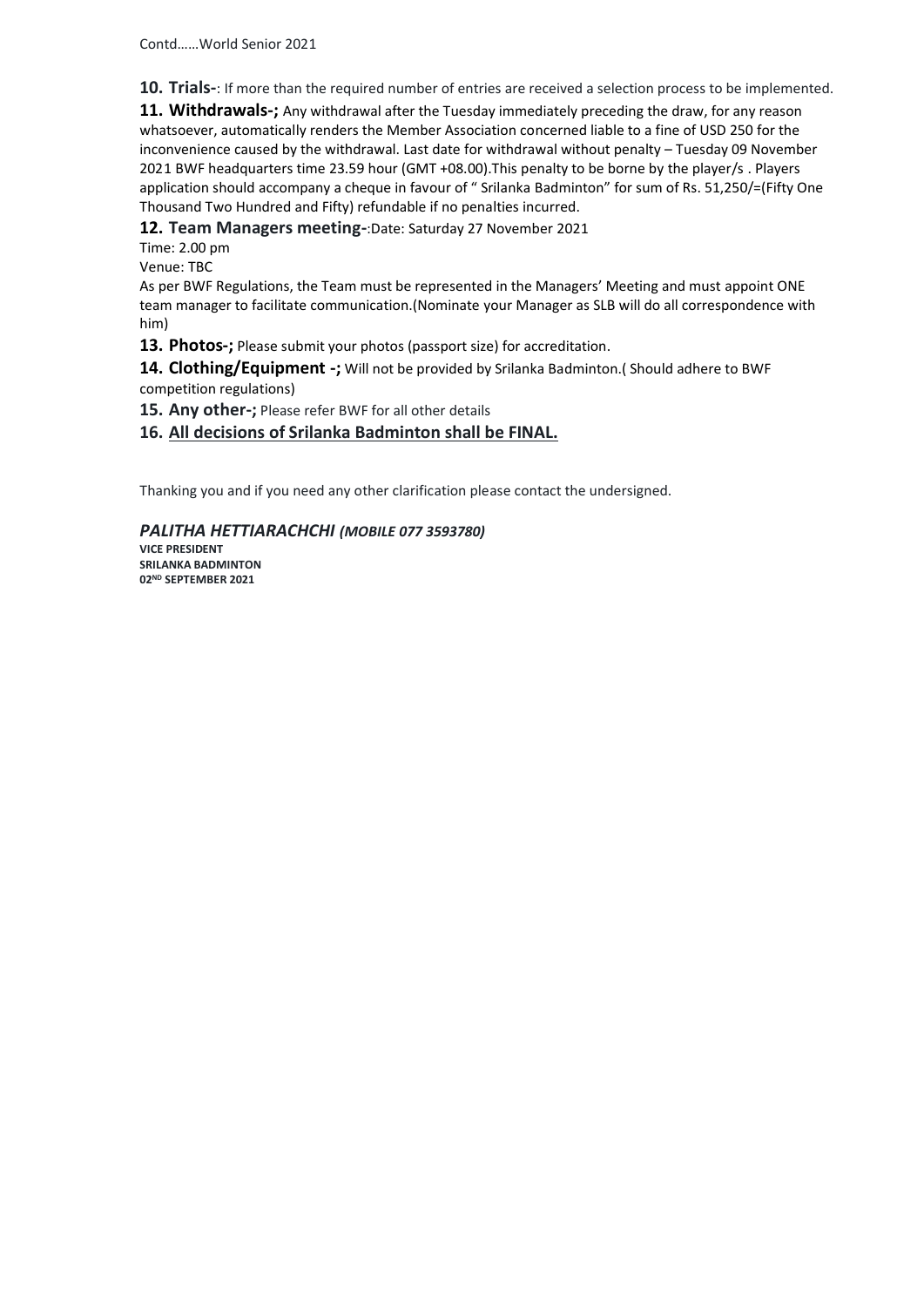Contd……World Senior 2021

**10. Trials-**: If more than the required number of entries are received a selection process to be implemented.

**11. Withdrawals-;** Any withdrawal after the Tuesday immediately preceding the draw, for any reason whatsoever, automatically renders the Member Association concerned liable to a fine of USD 250 for the inconvenience caused by the withdrawal. Last date for withdrawal without penalty – Tuesday 09 November 2021 BWF headquarters time 23.59 hour (GMT +08.00).This penalty to be borne by the player/s . Players application should accompany a cheque in favour of " Srilanka Badminton" for sum of Rs. 51,250/=(Fifty One Thousand Two Hundred and Fifty) refundable if no penalties incurred.

**12. Team Managers meeting-**:Date: Saturday 27 November 2021

Time: 2.00 pm

Venue: TBC

As per BWF Regulations, the Team must be represented in the Managers' Meeting and must appoint ONE team manager to facilitate communication.(Nominate your Manager as SLB will do all correspondence with him)

**13. Photos-;** Please submit your photos (passport size) for accreditation.

**14. Clothing/Equipment -;** Will not be provided by Srilanka Badminton.( Should adhere to BWF competition regulations)

**15. Any other-;** Please refer BWF for all other details

**16. <u>All decisions of Srilanka Badminton shall be FINAL.</u>**

Thanking you and if you need any other clarification please contact the undersigned.

***PALITHA HETTIARACHCHI (MOBILE 077 3593780)***

**VICE PRESIDENT**
**SRILANKA BADMINTON**
**02ND SEPTEMBER 2021**